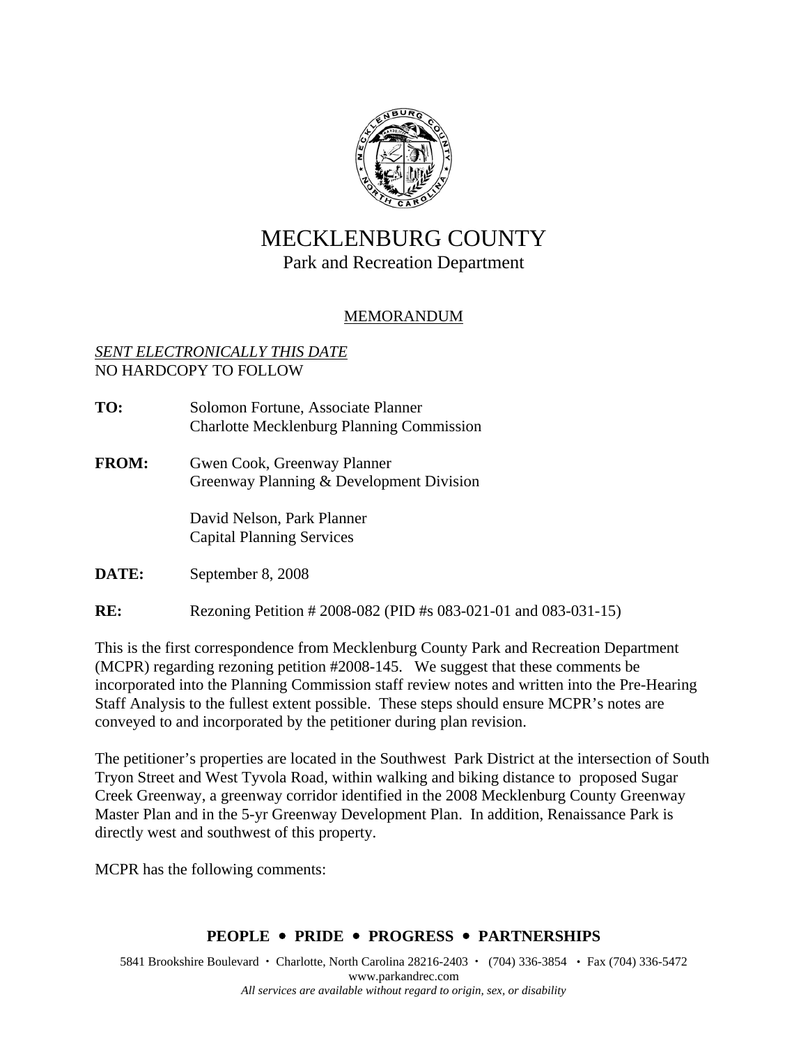# MECKLENBURG COUNTY

## Park and Recreation Department

MEMORANDUM

*SENT ELECTRONICALLY THIS DATE*
NO HARDCOPY TO FOLLOW

**TO:** Solomon Fortune, Associate Planner
Charlotte Mecklenburg Planning Commission

**FROM:** Gwen Cook, Greenway Planner
Greenway Planning & Development Division

David Nelson, Park Planner
Capital Planning Services

**DATE:** September 8, 2008

**RE:** Rezoning Petition # 2008-082 (PID #s 083-021-01 and 083-031-15)

This is the first correspondence from Mecklenburg County Park and Recreation Department (MCPR) regarding rezoning petition #2008-145. We suggest that these comments be incorporated into the Planning Commission staff review notes and written into the Pre-Hearing Staff Analysis to the fullest extent possible. These steps should ensure MCPR's notes are conveyed to and incorporated by the petitioner during plan revision.

The petitioner's properties are located in the Southwest Park District at the intersection of South Tryon Street and West Tyvola Road, within walking and biking distance to proposed Sugar Creek Greenway, a greenway corridor identified in the 2008 Mecklenburg County Greenway Master Plan and in the 5-yr Greenway Development Plan. In addition, Renaissance Park is directly west and southwest of this property.

MCPR has the following comments:

**PEOPLE • PRIDE • PROGRESS • PARTNERSHIPS**

5841 Brookshire Boulevard • Charlotte, North Carolina 28216-2403 • (704) 336-3854 • Fax (704) 336-5472
www.parkandrec.com
*All services are available without regard to origin, sex, or disability*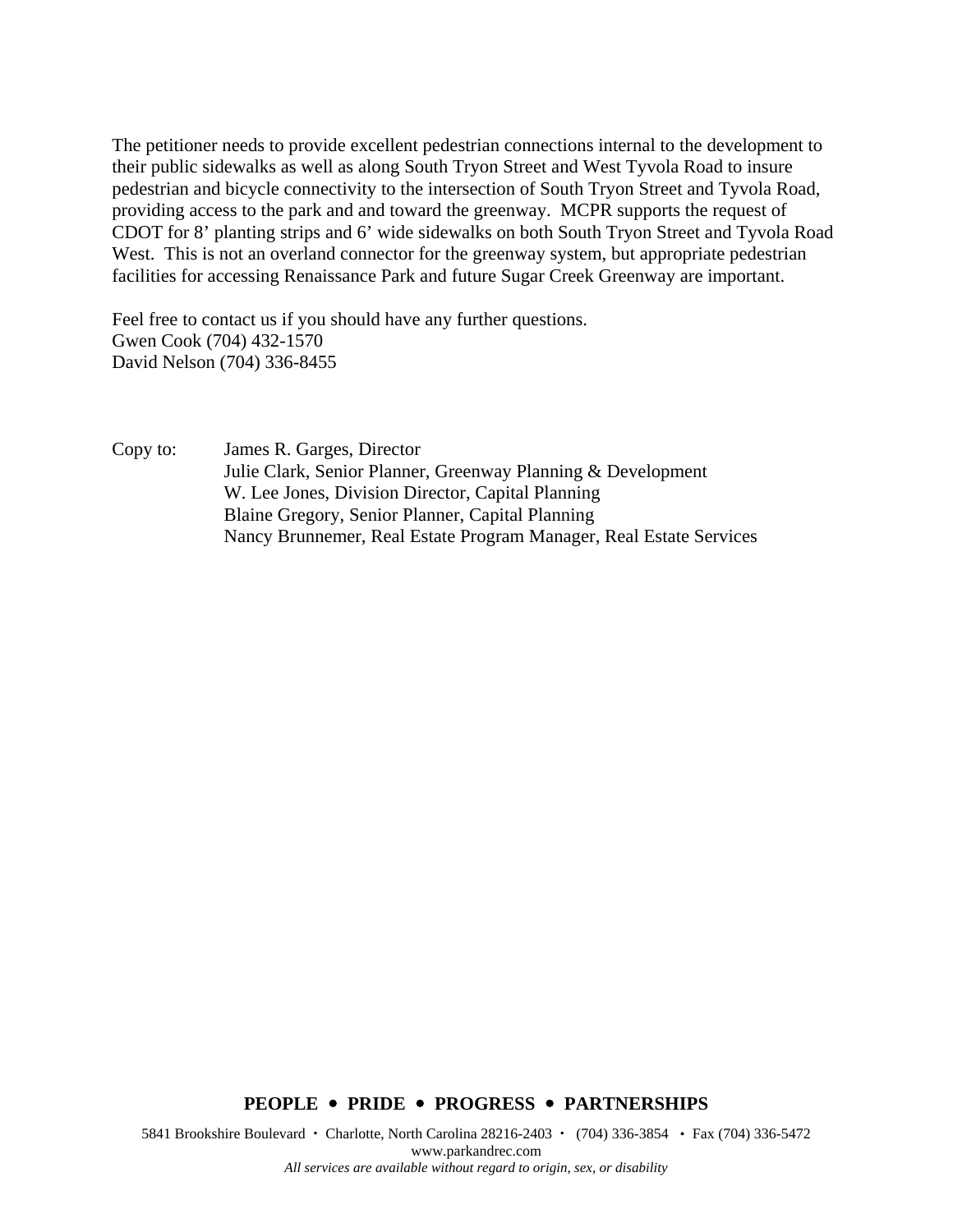The petitioner needs to provide excellent pedestrian connections internal to the development to their public sidewalks as well as along South Tryon Street and West Tyvola Road to insure pedestrian and bicycle connectivity to the intersection of South Tryon Street and Tyvola Road, providing access to the park and and toward the greenway. MCPR supports the request of CDOT for 8' planting strips and 6' wide sidewalks on both South Tryon Street and Tyvola Road West. This is not an overland connector for the greenway system, but appropriate pedestrian facilities for accessing Renaissance Park and future Sugar Creek Greenway are important.

Feel free to contact us if you should have any further questions.
Gwen Cook (704) 432-1570
David Nelson (704) 336-8455

Copy to: James R. Garges, Director
Julie Clark, Senior Planner, Greenway Planning & Development
W. Lee Jones, Division Director, Capital Planning
Blaine Gregory, Senior Planner, Capital Planning
Nancy Brunnemer, Real Estate Program Manager, Real Estate Services

**PEOPLE • PRIDE • PROGRESS • PARTNERSHIPS**

5841 Brookshire Boulevard · Charlotte, North Carolina 28216-2403 · (704) 336-3854 · Fax (704) 336-5472
www.parkandrec.com
*All services are available without regard to origin, sex, or disability*